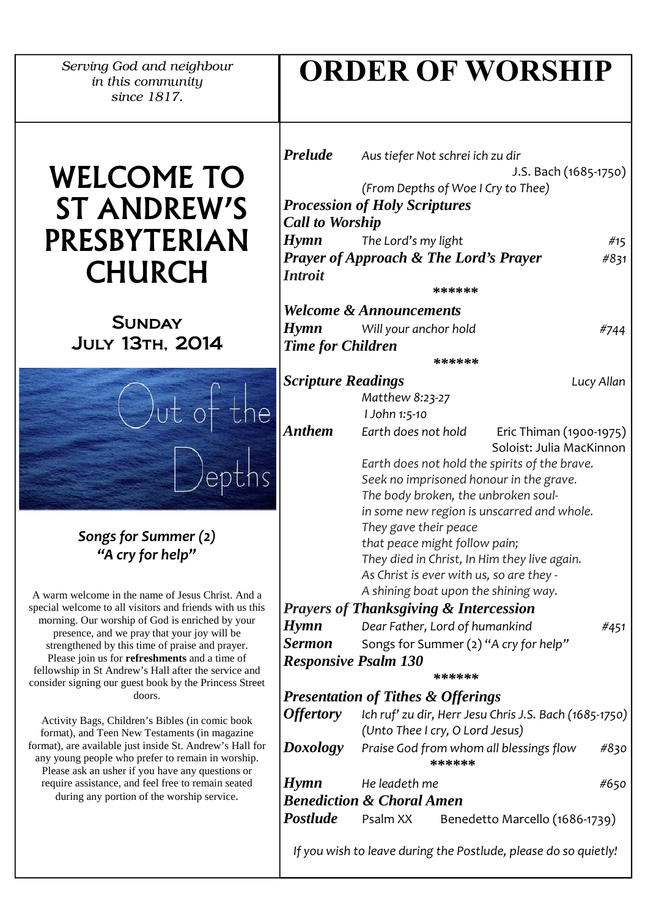*Serving God and neighbour in this community since 1817.*

# WELCOME TO ST ANDREW'S PRESBYTERIAN CHURCH

## Sunday July 13th, 2014

Out of the Depths

***Songs for Summer (2)***
***"A cry for help"***

A warm welcome in the name of Jesus Christ. And a special welcome to all visitors and friends with us this morning. Our worship of God is enriched by your presence, and we pray that your joy will be strengthened by this time of praise and prayer. Please join us for **refreshments** and a time of fellowship in St Andrew's Hall after the service and consider signing our guest book by the Princess Street doors.

Activity Bags, Children's Bibles (in comic book format), and Teen New Testaments (in magazine format), are available just inside St. Andrew's Hall for any young people who prefer to remain in worship. Please ask an usher if you have any questions or require assistance, and feel free to remain seated during any portion of the worship service.

# ORDER OF WORSHIP

***Prelude*** *Aus tiefer Not schrei ich zu dir* J.S. Bach (1685-1750)
*(From Depths of Woe I Cry to Thee)*

***Procession of Holy Scriptures***

***Call to Worship***

***Hymn*** *The Lord's my light* #15

***Prayer of Approach & The Lord's Prayer*** #831

***Introit***

******

***Welcome & Announcements***

***Hymn*** *Will your anchor hold* #744

***Time for Children***

******

***Scripture Readings*** *Lucy Allan*
*Matthew 8:23-27*
*I John 1:5-10*

***Anthem*** *Earth does not hold* Eric Thiman (1900-1975)
Soloist: Julia MacKinnon

*Earth does not hold the spirits of the brave.*
*Seek no imprisoned honour in the grave.*
*The body broken, the unbroken soul-*
*in some new region is unscarred and whole.*
*They gave their peace*
*that peace might follow pain;*
*They died in Christ, In Him they live again.*
*As Christ is ever with us, so are they -*
*A shining boat upon the shining way.*

***Prayers of Thanksgiving & Intercession***

***Hymn*** *Dear Father, Lord of humankind* #451

***Sermon*** Songs for Summer (2) "*A cry for help*"

***Responsive Psalm 130***

******

***Presentation of Tithes & Offerings***

***Offertory*** *Ich ruf' zu dir, Herr Jesu Chris J.S. Bach (1685-1750)*
*(Unto Thee I cry, O Lord Jesus)*

***Doxology*** *Praise God from whom all blessings flow* #830

******

***Hymn*** *He leadeth me* #650

***Benediction & Choral Amen***

***Postlude*** Psalm XX Benedetto Marcello (1686-1739)

*If you wish to leave during the Postlude, please do so quietly!*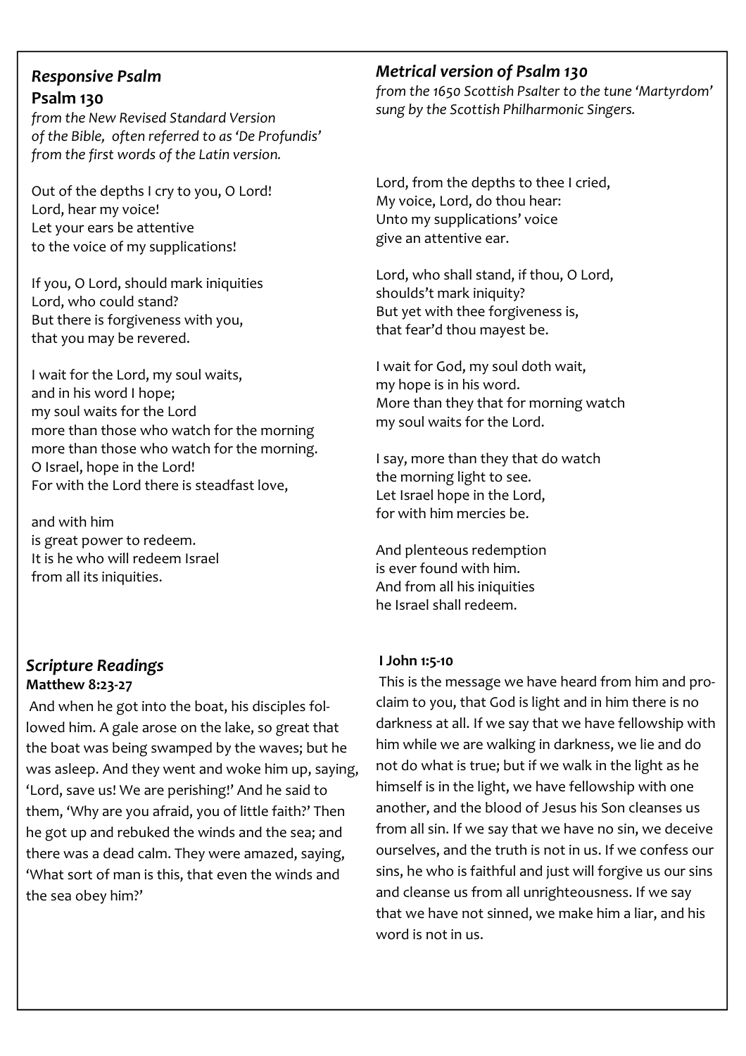## *Responsive Psalm*

### Psalm 130

*from the New Revised Standard Version of the Bible, often referred to as 'De Profundis' from the first words of the Latin version.*

Out of the depths I cry to you, O Lord!
Lord, hear my voice!
Let your ears be attentive
to the voice of my supplications!

If you, O Lord, should mark iniquities
Lord, who could stand?
But there is forgiveness with you,
that you may be revered.

I wait for the Lord, my soul waits,
and in his word I hope;
my soul waits for the Lord
more than those who watch for the morning
more than those who watch for the morning.
O Israel, hope in the Lord!
For with the Lord there is steadfast love,

and with him
is great power to redeem.
It is he who will redeem Israel
from all its iniquities.

## *Metrical version of Psalm 130*

*from the 1650 Scottish Psalter to the tune 'Martyrdom' sung by the Scottish Philharmonic Singers.*

Lord, from the depths to thee I cried,
My voice, Lord, do thou hear:
Unto my supplications' voice
give an attentive ear.

Lord, who shall stand, if thou, O Lord,
shoulds't mark iniquity?
But yet with thee forgiveness is,
that fear'd thou mayest be.

I wait for God, my soul doth wait,
my hope is in his word.
More than they that for morning watch
my soul waits for the Lord.

I say, more than they that do watch
the morning light to see.
Let Israel hope in the Lord,
for with him mercies be.

And plenteous redemption
is ever found with him.
And from all his iniquities
he Israel shall redeem.

## *Scripture Readings*

### Matthew 8:23-27

And when he got into the boat, his disciples followed him. A gale arose on the lake, so great that the boat was being swamped by the waves; but he was asleep. And they went and woke him up, saying, 'Lord, save us! We are perishing!' And he said to them, 'Why are you afraid, you of little faith?' Then he got up and rebuked the winds and the sea; and there was a dead calm. They were amazed, saying, 'What sort of man is this, that even the winds and the sea obey him?'

### I John 1:5-10

This is the message we have heard from him and proclaim to you, that God is light and in him there is no darkness at all. If we say that we have fellowship with him while we are walking in darkness, we lie and do not do what is true; but if we walk in the light as he himself is in the light, we have fellowship with one another, and the blood of Jesus his Son cleanses us from all sin. If we say that we have no sin, we deceive ourselves, and the truth is not in us. If we confess our sins, he who is faithful and just will forgive us our sins and cleanse us from all unrighteousness. If we say that we have not sinned, we make him a liar, and his word is not in us.